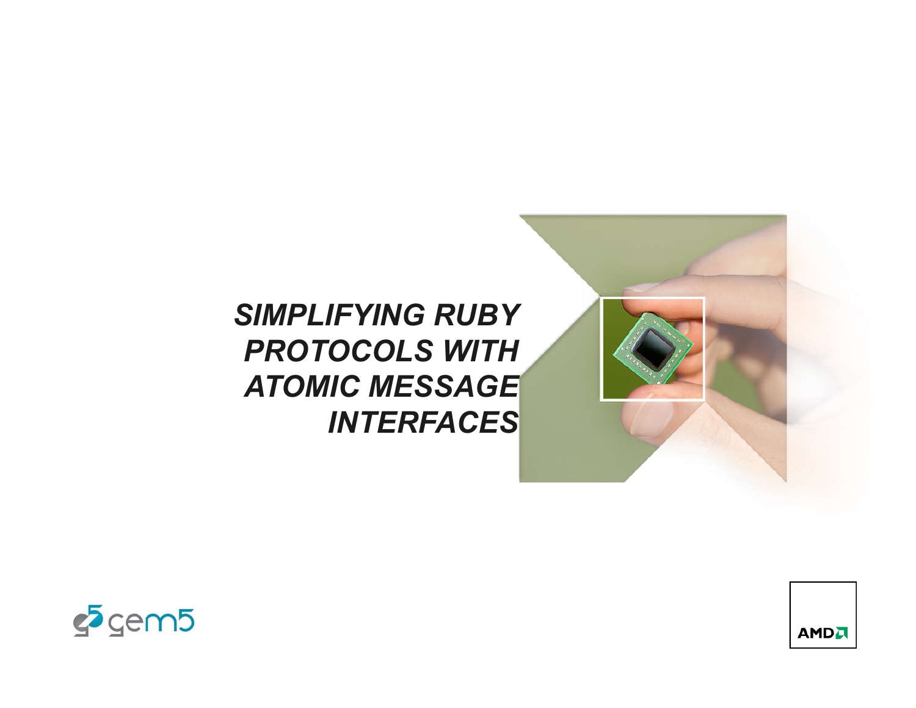# *SIMPLIFYING RUBY PROTOCOLS WITH ATOMIC MESSAGE INTERFACES*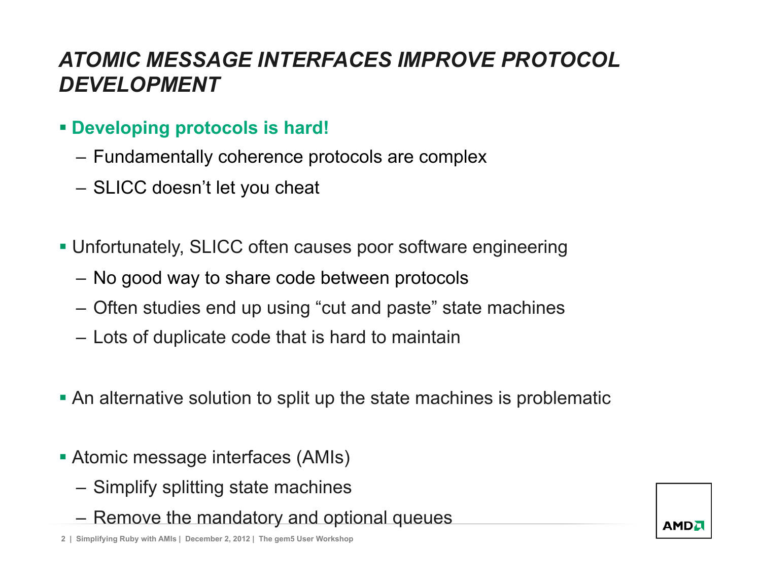# *ATOMIC MESSAGE INTERFACES IMPROVE PROTOCOL DEVELOPMENT*

- **Developing protocols is hard!**
  - Fundamentally coherence protocols are complex
  - SLICC doesn't let you cheat

- Unfortunately, SLICC often causes poor software engineering
  - No good way to share code between protocols
  - Often studies end up using "cut and paste" state machines
  - Lots of duplicate code that is hard to maintain

- An alternative solution to split up the state machines is problematic

- Atomic message interfaces (AMIs)
  - Simplify splitting state machines
  - Remove the mandatory and optional queues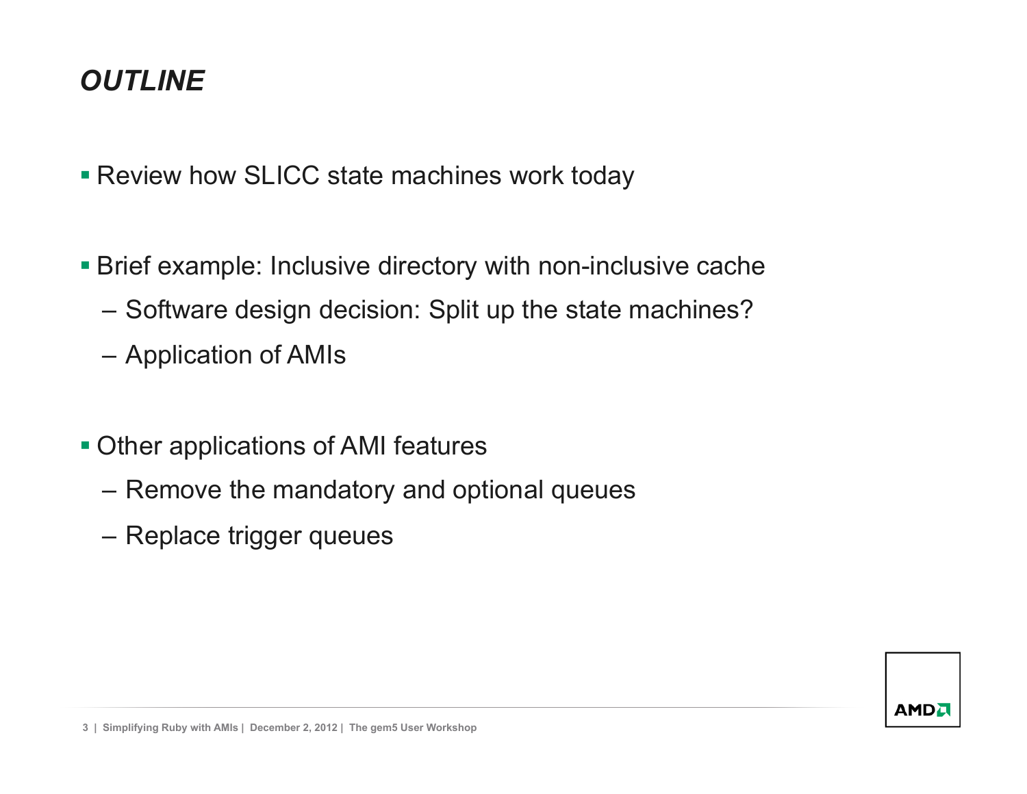# *OUTLINE*

- Review how SLICC state machines work today
- Brief example: Inclusive directory with non-inclusive cache
  - Software design decision: Split up the state machines?
  - Application of AMIs
- Other applications of AMI features
  - Remove the mandatory and optional queues
  - Replace trigger queues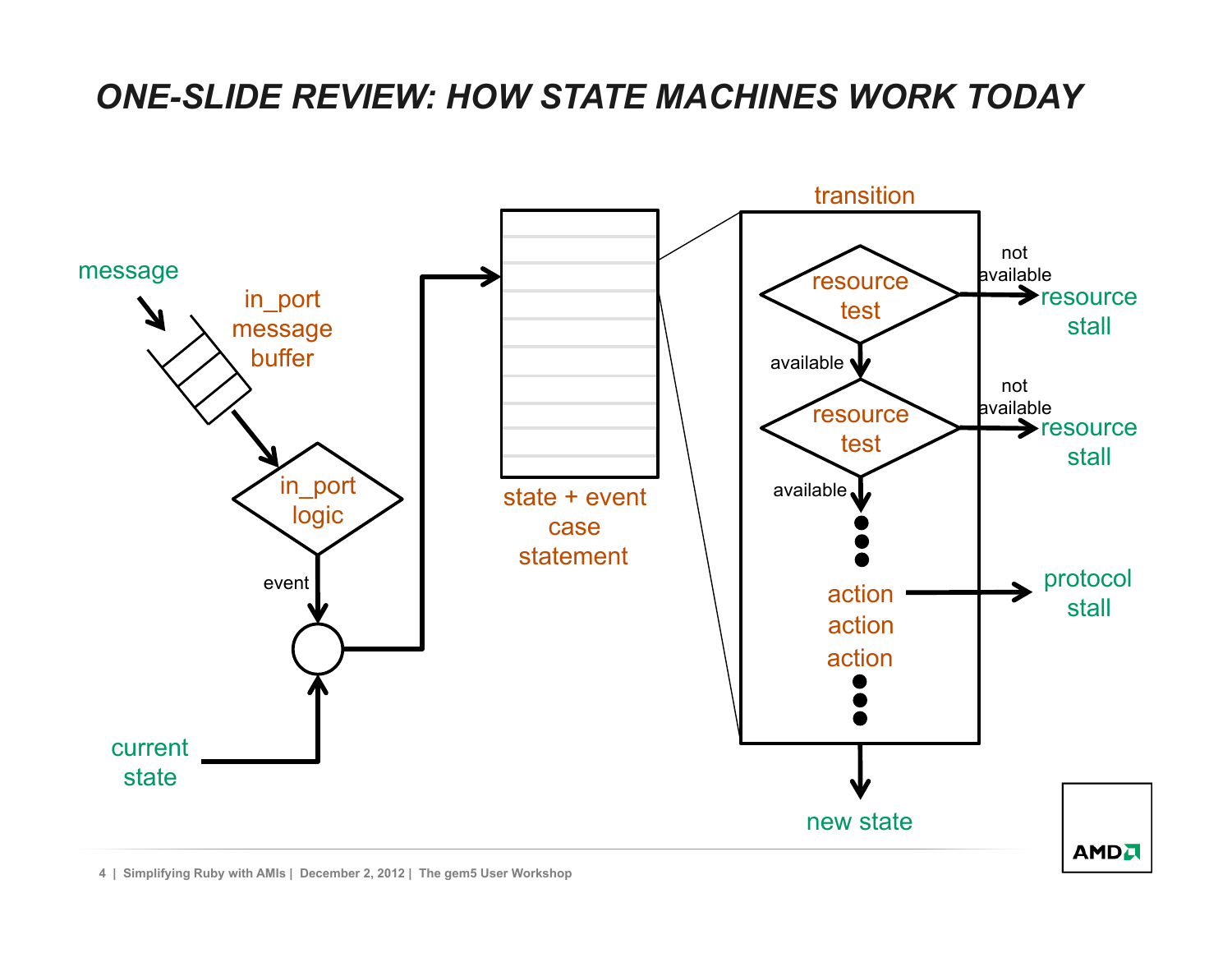# ONE-SLIDE REVIEW: HOW STATE MACHINES WORK TODAY

message

in_port message buffer

in_port logic

event

current state

state + event case statement

transition

resource test

not available

resource stall

available

resource test

not available

resource stall

available

action
action
action

protocol stall

new state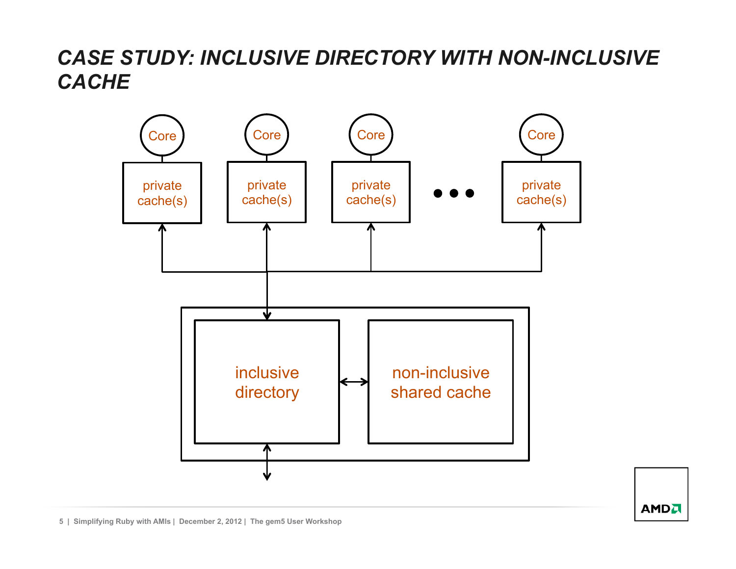# CASE STUDY: INCLUSIVE DIRECTORY WITH NON-INCLUSIVE CACHE

Core

Core

Core

Core

private cache(s)

private cache(s)

private cache(s)

private cache(s)

inclusive directory

non-inclusive shared cache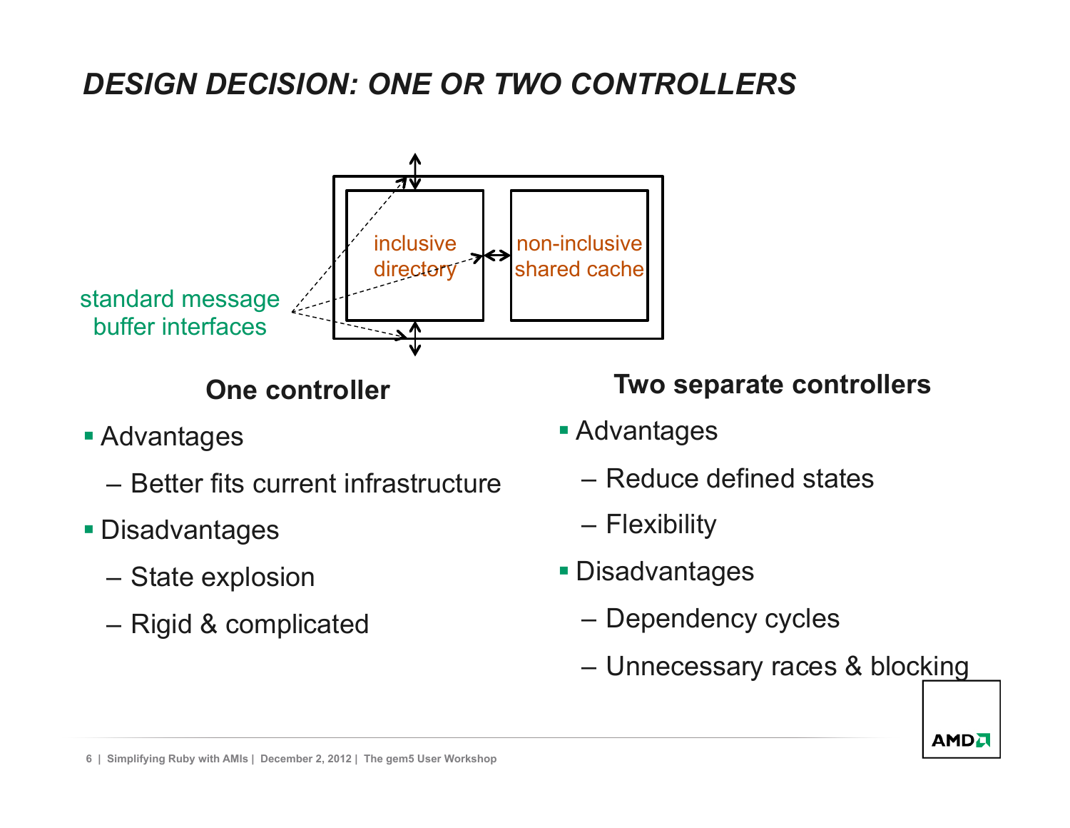# DESIGN DECISION: ONE OR TWO CONTROLLERS

standard message buffer interfaces

inclusive directory

non-inclusive shared cache

## One controller

- Advantages
  - Better fits current infrastructure
- Disadvantages
  - State explosion
  - Rigid & complicated

## Two separate controllers

- Advantages
  - Reduce defined states
  - Flexibility
- Disadvantages
  - Dependency cycles
  - Unnecessary races & blocking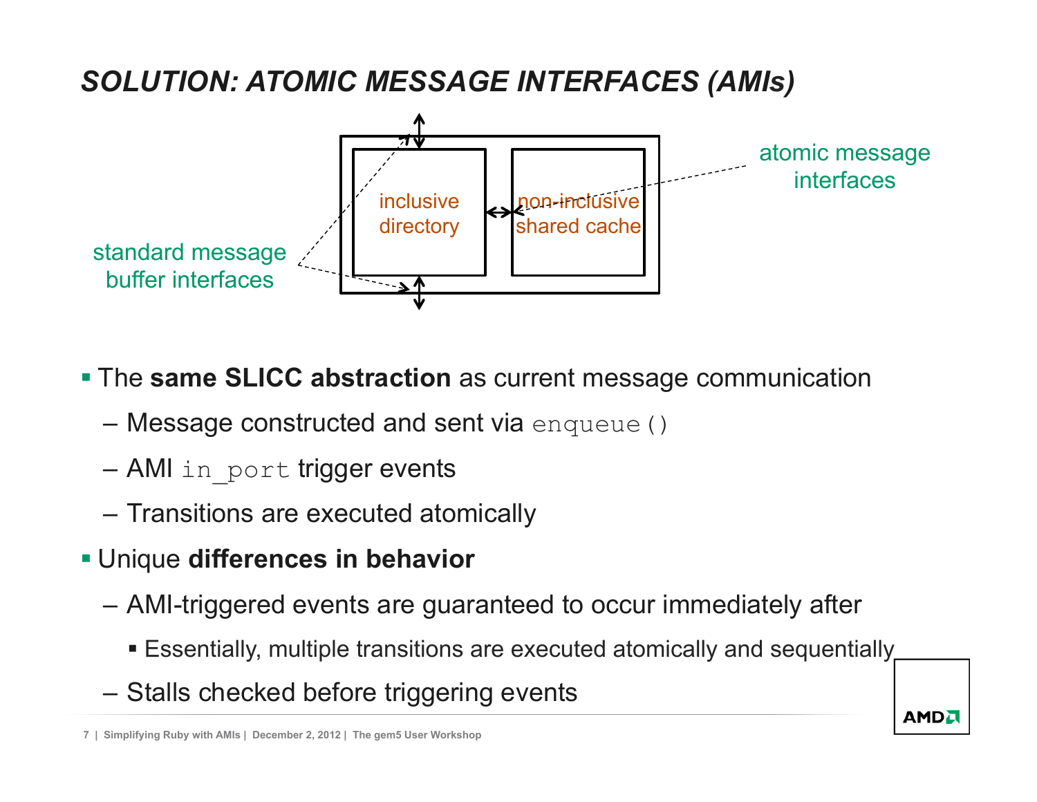## *SOLUTION: ATOMIC MESSAGE INTERFACES (AMIs)*

inclusive directory

non-inclusive shared cache

atomic message interfaces

standard message buffer interfaces

- The **same SLICC abstraction** as current message communication
  - Message constructed and sent via `enqueue()`
  - AMI `in_port` trigger events
  - Transitions are executed atomically
- Unique **differences in behavior**
  - AMI-triggered events are guaranteed to occur immediately after
    - Essentially, multiple transitions are executed atomically and sequentially
  - Stalls checked before triggering events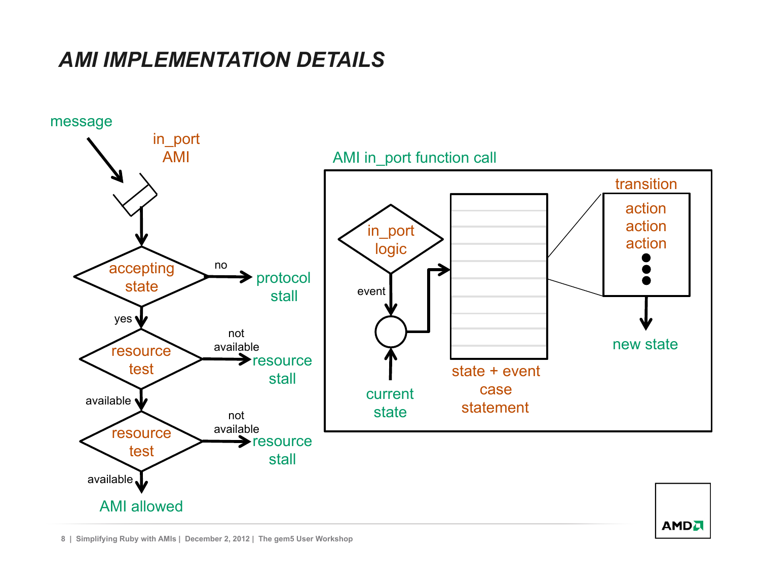# AMI IMPLEMENTATION DETAILS

message

in_port
AMI

accepting
state

no

protocol
stall

yes

resource
test

not
available

resource
stall

available

resource
test

not
available

resource
stall

available

AMI allowed

AMI in_port function call

in_port
logic

event

current
state

state + event
case
statement

transition

action
action
action

new state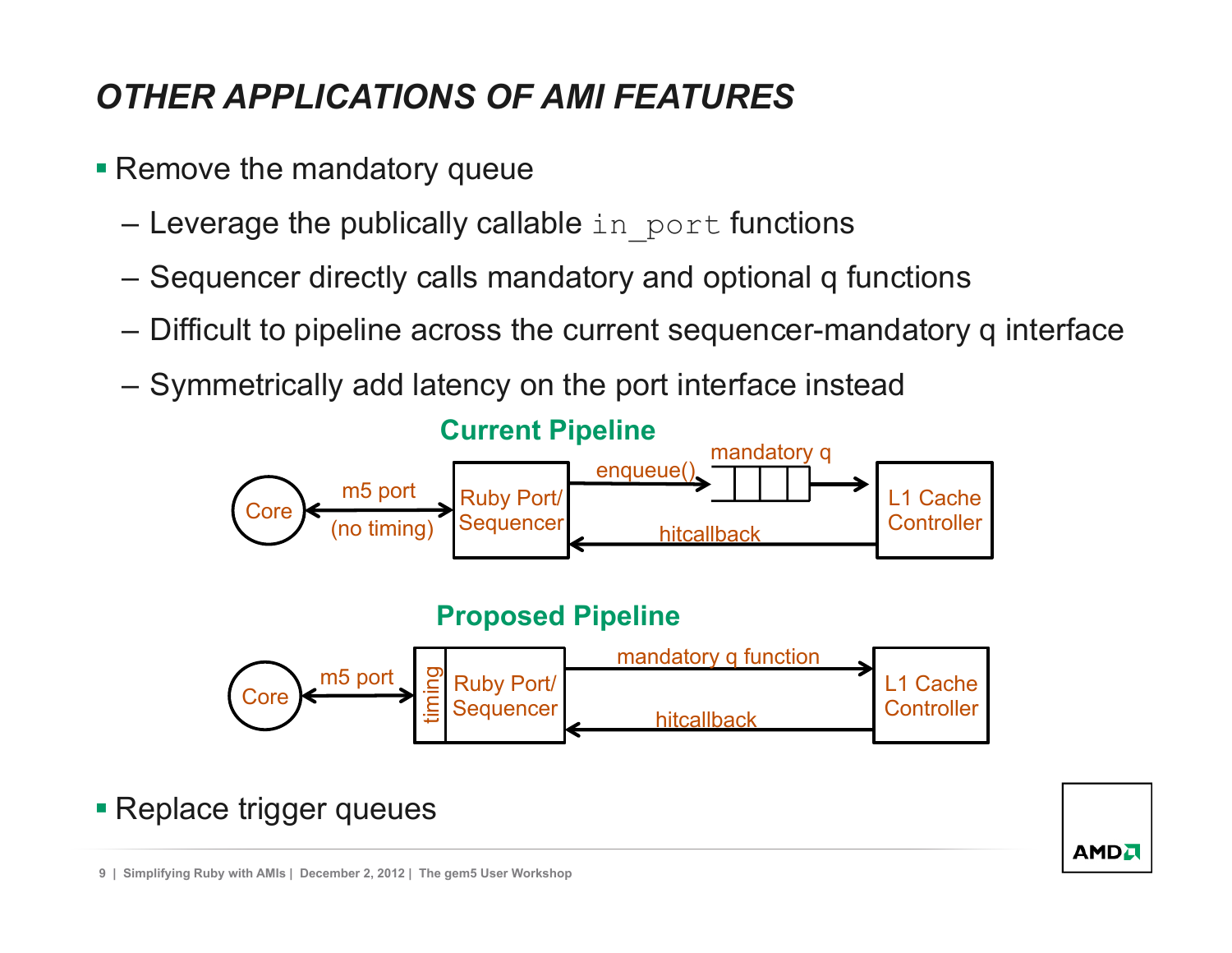# OTHER APPLICATIONS OF AMI FEATURES

- Remove the mandatory queue
  - Leverage the publically callable `in_port` functions
  - Sequencer directly calls mandatory and optional q functions
  - Difficult to pipeline across the current sequencer-mandatory q interface
  - Symmetrically add latency on the port interface instead

**Current Pipeline**

Core

m5 port

(no timing)

Ruby Port/ Sequencer

enqueue()

mandatory q

L1 Cache Controller

hitcallback

**Proposed Pipeline**

Core

m5 port

timing

Ruby Port/ Sequencer

mandatory q function

L1 Cache Controller

hitcallback

- Replace trigger queues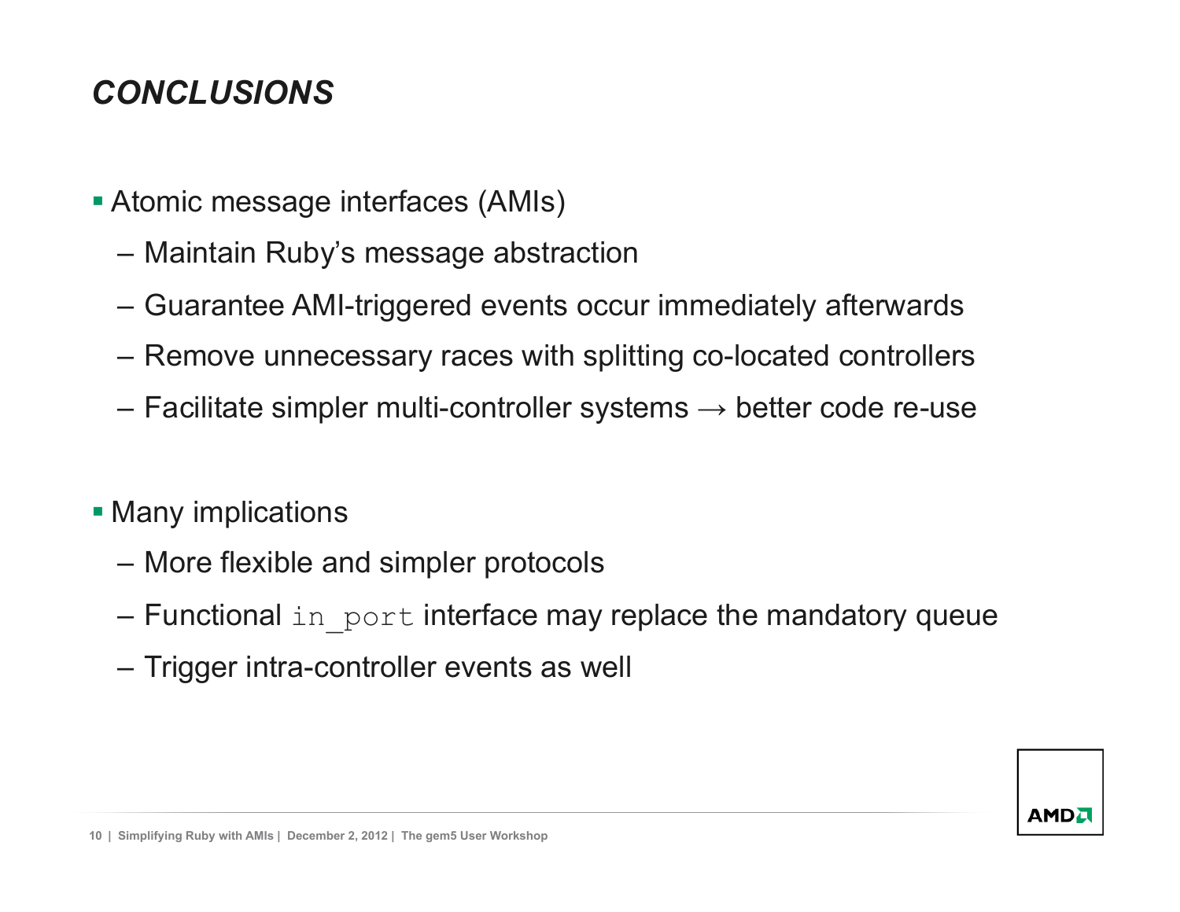## *CONCLUSIONS*

- Atomic message interfaces (AMIs)
  - Maintain Ruby's message abstraction
  - Guarantee AMI-triggered events occur immediately afterwards
  - Remove unnecessary races with splitting co-located controllers
  - Facilitate simpler multi-controller systems → better code re-use

- Many implications
  - More flexible and simpler protocols
  - Functional `in_port` interface may replace the mandatory queue
  - Trigger intra-controller events as well